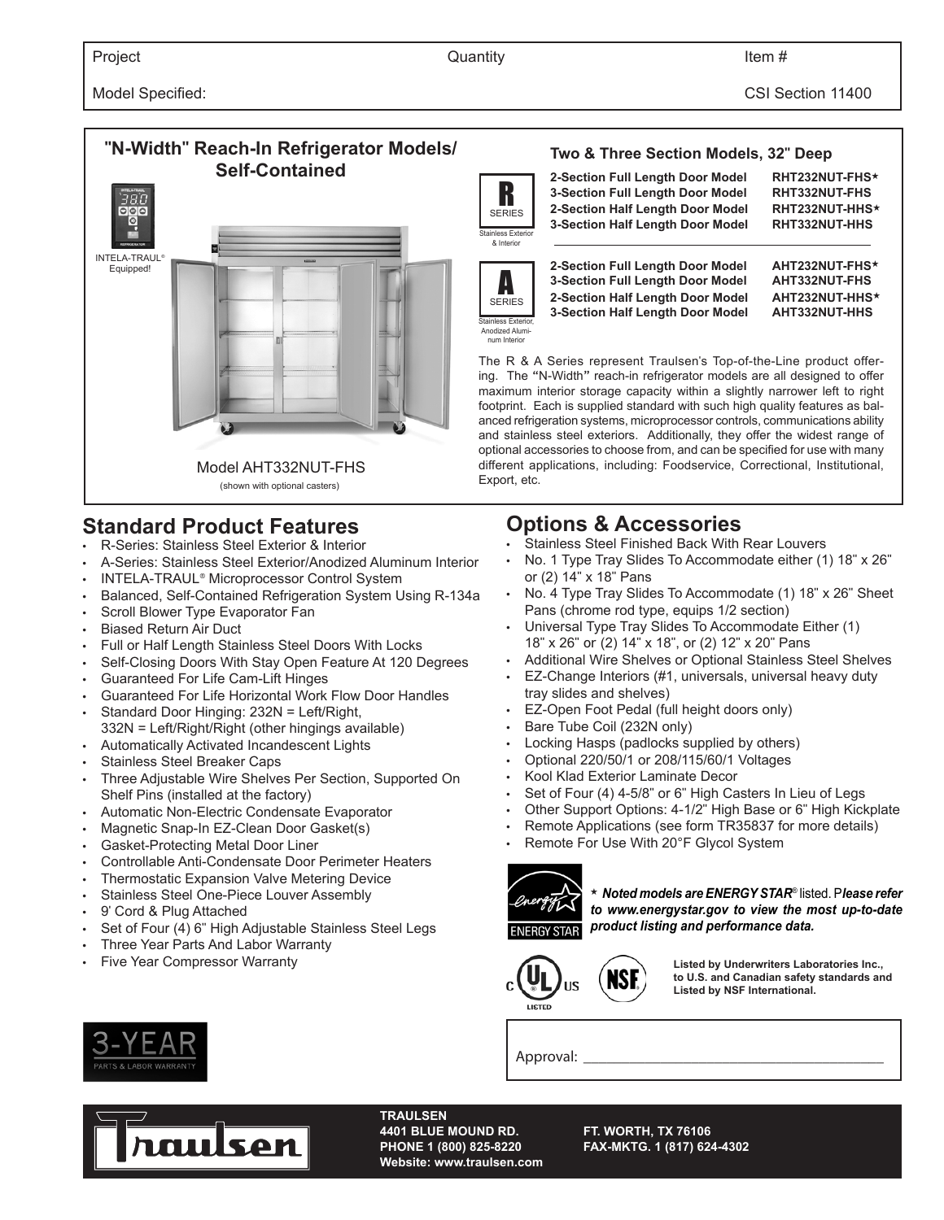| Project | Quantity | Item # |
| --- | --- | --- |
| Model Specified: | | CSI Section 11400 |

## "N-Width" Reach-In Refrigerator Models/ Self-Contained

INTELA-TRAUL® Equipped!

Model AHT332NUT-FHS
(shown with optional casters)

### Two & Three Section Models, 32" Deep

**R SERIES** — Stainless Exterior & Interior

| | |
| --- | --- |
| **2-Section Full Length Door Model** | **RHT232NUT-FHS*** |
| **3-Section Full Length Door Model** | **RHT332NUT-FHS** |
| **2-Section Half Length Door Model** | **RHT232NUT-HHS*** |
| **3-Section Half Length Door Model** | **RHT332NUT-HHS** |

**A SERIES** — Stainless Exterior, Anodized Aluminum Interior

| | |
| --- | --- |
| **2-Section Full Length Door Model** | **AHT232NUT-FHS*** |
| **3-Section Full Length Door Model** | **AHT332NUT-FHS** |
| **2-Section Half Length Door Model** | **AHT232NUT-HHS*** |
| **3-Section Half Length Door Model** | **AHT332NUT-HHS** |

The R & A Series represent Traulsen's Top-of-the-Line product offering. The "N-Width" reach-in refrigerator models are all designed to offer maximum interior storage capacity within a slightly narrower left to right footprint. Each is supplied standard with such high quality features as balanced refrigeration systems, microprocessor controls, communications ability and stainless steel exteriors. Additionally, they offer the widest range of optional accessories to choose from, and can be specified for use with many different applications, including: Foodservice, Correctional, Institutional, Export, etc.

## Standard Product Features

- R-Series: Stainless Steel Exterior & Interior
- A-Series: Stainless Steel Exterior/Anodized Aluminum Interior
- INTELA-TRAUL® Microprocessor Control System
- Balanced, Self-Contained Refrigeration System Using R-134a
- Scroll Blower Type Evaporator Fan
- Biased Return Air Duct
- Full or Half Length Stainless Steel Doors With Locks
- Self-Closing Doors With Stay Open Feature At 120 Degrees
- Guaranteed For Life Cam-Lift Hinges
- Guaranteed For Life Horizontal Work Flow Door Handles
- Standard Door Hinging: 232N = Left/Right, 332N = Left/Right/Right (other hingings available)
- Automatically Activated Incandescent Lights
- Stainless Steel Breaker Caps
- Three Adjustable Wire Shelves Per Section, Supported On Shelf Pins (installed at the factory)
- Automatic Non-Electric Condensate Evaporator
- Magnetic Snap-In EZ-Clean Door Gasket(s)
- Gasket-Protecting Metal Door Liner
- Controllable Anti-Condensate Door Perimeter Heaters
- Thermostatic Expansion Valve Metering Device
- Stainless Steel One-Piece Louver Assembly
- 9' Cord & Plug Attached
- Set of Four (4) 6" High Adjustable Stainless Steel Legs
- Three Year Parts And Labor Warranty
- Five Year Compressor Warranty

3-YEAR PARTS & LABOR WARRANTY

## Options & Accessories

- Stainless Steel Finished Back With Rear Louvers
- No. 1 Type Tray Slides To Accommodate either (1) 18" x 26" or (2) 14" x 18" Pans
- No. 4 Type Tray Slides To Accommodate (1) 18" x 26" Sheet Pans (chrome rod type, equips 1/2 section)
- Universal Type Tray Slides To Accommodate Either (1) 18" x 26" or (2) 14" x 18", or (2) 12" x 20" Pans
- Additional Wire Shelves or Optional Stainless Steel Shelves
- EZ-Change Interiors (#1, universals, universal heavy duty tray slides and shelves)
- EZ-Open Foot Pedal (full height doors only)
- Bare Tube Coil (232N only)
- Locking Hasps (padlocks supplied by others)
- Optional 220/50/1 or 208/115/60/1 Voltages
- Kool Klad Exterior Laminate Decor
- Set of Four (4) 4-5/8" or 6" High Casters In Lieu of Legs
- Other Support Options: 4-1/2" High Base or 6" High Kickplate
- Remote Applications (see form TR35837 for more details)
- Remote For Use With 20°F Glycol System

*** *Noted models are ENERGY STAR® listed. Please refer to www.energystar.gov to view the most up-to-date product listing and performance data.***

**Listed by Underwriters Laboratories Inc., to U.S. and Canadian safety standards and Listed by NSF International.**

Approval: ________________________________________

**TRAULSEN**
**4401 BLUE MOUND RD.** **FT. WORTH, TX 76106**
**PHONE 1 (800) 825-8220** **FAX-MKTG. 1 (817) 624-4302**
**Website: www.traulsen.com**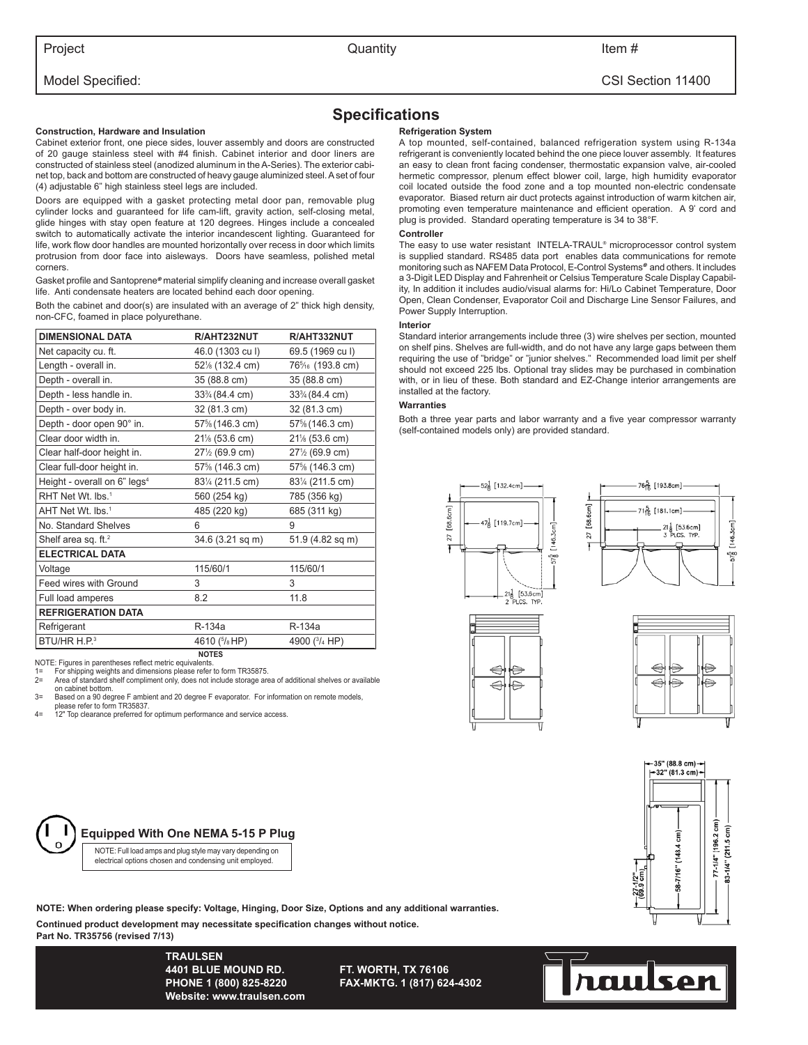| Project | Quantity | Item # |
| --- | --- | --- |
| Model Specified: | | CSI Section 11400 |

# Specifications

### Construction, Hardware and Insulation

Cabinet exterior front, one piece sides, louver assembly and doors are constructed of 20 gauge stainless steel with #4 finish. Cabinet interior and door liners are constructed of stainless steel (anodized aluminum in the A-Series). The exterior cabinet top, back and bottom are constructed of heavy gauge aluminized steel. A set of four (4) adjustable 6" high stainless steel legs are included.

Doors are equipped with a gasket protecting metal door pan, removable plug cylinder locks and guaranteed for life cam-lift, gravity action, self-closing metal, glide hinges with stay open feature at 120 degrees. Hinges include a concealed switch to automatically activate the interior incandescent lighting. Guaranteed for life, work flow door handles are mounted horizontally over recess in door which limits protrusion from door face into aisleways. Doors have seamless, polished metal corners.

Gasket profile and Santoprene® material simplify cleaning and increase overall gasket life. Anti condensate heaters are located behind each door opening.

Both the cabinet and door(s) are insulated with an average of 2" thick high density, non-CFC, foamed in place polyurethane.

| DIMENSIONAL DATA | R/AHT232NUT | R/AHT332NUT |
| --- | --- | --- |
| Net capacity cu. ft. | 46.0 (1303 cu l) | 69.5 (1969 cu l) |
| Length - overall in. | 52⅛ (132.4 cm) | 76 5/16 (193.8 cm) |
| Depth - overall in. | 35 (88.8 cm) | 35 (88.8 cm) |
| Depth - less handle in. | 33¼ (84.4 cm) | 33¼ (84.4 cm) |
| Depth - over body in. | 32 (81.3 cm) | 32 (81.3 cm) |
| Depth - door open 90° in. | 57⅝ (146.3 cm) | 57⅝ (146.3 cm) |
| Clear door width in. | 21⅛ (53.6 cm) | 21⅛ (53.6 cm) |
| Clear half-door height in. | 27½ (69.9 cm) | 27½ (69.9 cm) |
| Clear full-door height in. | 57⅝ (146.3 cm) | 57⅝ (146.3 cm) |
| Height - overall on 6" legs[4] | 83¼ (211.5 cm) | 83¼ (211.5 cm) |
| RHT Net Wt. lbs.[1] | 560 (254 kg) | 785 (356 kg) |
| AHT Net Wt. lbs.[1] | 485 (220 kg) | 685 (311 kg) |
| No. Standard Shelves | 6 | 9 |
| Shelf area sq. ft.[2] | 34.6 (3.21 sq m) | 51.9 (4.82 sq m) |
| **ELECTRICAL DATA** | | |
| Voltage | 115/60/1 | 115/60/1 |
| Feed wires with Ground | 3 | 3 |
| Full load amperes | 8.2 | 11.8 |
| **REFRIGERATION DATA** | | |
| Refrigerant | R-134a | R-134a |
| BTU/HR H.P.[3] | 4610 (5/8 HP) | 4900 (3/4 HP) |

**NOTES**

NOTE: Figures in parentheses reflect metric equivalents.

1= For shipping weights and dimensions please refer to form TR35875.

2= Area of standard shelf compliment only, does not include storage area of additional shelves or available on cabinet bottom.

3= Based on a 90 degree F ambient and 20 degree F evaporator. For information on remote models, please refer to form TR35837.

4= 12" Top clearance preferred for optimum performance and service access.

### Refrigeration System

A top mounted, self-contained, balanced refrigeration system using R-134a refrigerant is conveniently located behind the one piece louver assembly. It features an easy to clean front facing condenser, thermostatic expansion valve, air-cooled hermetic compressor, plenum effect blower coil, large, high humidity evaporator coil located outside the food zone and a top mounted non-electric condensate evaporator. Biased return air duct protects against introduction of warm kitchen air, promoting even temperature maintenance and efficient operation. A 9' cord and plug is provided. Standard operating temperature is 34 to 38°F.

### Controller

The easy to use water resistant INTELA-TRAUL® microprocessor control system is supplied standard. RS485 data port enables data communications for remote monitoring such as NAFEM Data Protocol, E-Control Systems® and others. It includes a 3-Digit LED Display and Fahrenheit or Celsius Temperature Scale Display Capability, In addition it includes audio/visual alarms for: Hi/Lo Cabinet Temperature, Door Open, Clean Condenser, Evaporator Coil and Discharge Line Sensor Failures, and Power Supply Interruption.

### Interior

Standard interior arrangements include three (3) wire shelves per section, mounted on shelf pins. Shelves are full-width, and do not have any large gaps between them requiring the use of "bridge" or "junior shelves." Recommended load limit per shelf should not exceed 225 lbs. Optional tray slides may be purchased in combination with, or in lieu of these. Both standard and EZ-Change interior arrangements are installed at the factory.

### Warranties

Both a three year parts and labor warranty and a five year compressor warranty (self-contained models only) are provided standard.

52⅛ [132.4cm]
47⅛ [119.7cm]
27 [68.6cm]
57⅝ [146.3cm]
21⅛ [53.6cm] 2 PLCS. TYP.

76 5/16 [193.8cm]
71 5/8 [181.1cm]
27 [68.6cm]
21⅛ [53.6cm] 3 PLCS. TYP.
57⅝ [146.3cm]

35" (88.8 cm)
32" (81.3 cm)
58-7/16" (148.4 cm)
77-1/4" (196.2 cm)
83-1/4" (211.5 cm)
27-1/2" (69.9 cm)

**Equipped With One NEMA 5-15 P Plug**

NOTE: Full load amps and plug style may vary depending on electrical options chosen and condensing unit employed.

**NOTE: When ordering please specify: Voltage, Hinging, Door Size, Options and any additional warranties.**

**Continued product development may necessitate specification changes without notice.**
**Part No. TR35756 (revised 7/13)**

**TRAULSEN**
**4401 BLUE MOUND RD.** **FT. WORTH, TX 76106**
**PHONE 1 (800) 825-8220** **FAX-MKTG. 1 (817) 624-4302**
**Website: www.traulsen.com**

Traulsen